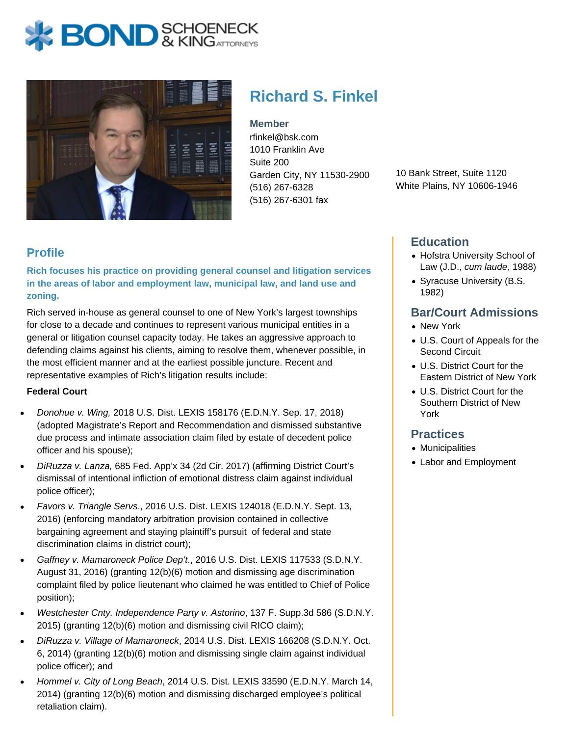# Richard S. Finkel

**Member**
rfinkel@bsk.com
1010 Franklin Ave
Suite 200
Garden City, NY 11530-2900
(516) 267-6328
(516) 267-6301 fax

10 Bank Street, Suite 1120
White Plains, NY 10606-1946

## Profile

**Rich focuses his practice on providing general counsel and litigation services in the areas of labor and employment law, municipal law, and land use and zoning.**

Rich served in-house as general counsel to one of New York's largest townships for close to a decade and continues to represent various municipal entities in a general or litigation counsel capacity today. He takes an aggressive approach to defending claims against his clients, aiming to resolve them, whenever possible, in the most efficient manner and at the earliest possible juncture. Recent and representative examples of Rich's litigation results include:

**Federal Court**

- *Donohue v. Wing,* 2018 U.S. Dist. LEXIS 158176 (E.D.N.Y. Sep. 17, 2018) (adopted Magistrate's Report and Recommendation and dismissed substantive due process and intimate association claim filed by estate of decedent police officer and his spouse);
- *DiRuzza v. Lanza,* 685 Fed. App'x 34 (2d Cir. 2017) (affirming District Court's dismissal of intentional infliction of emotional distress claim against individual police officer);
- *Favors v. Triangle Servs*., 2016 U.S. Dist. LEXIS 124018 (E.D.N.Y. Sept. 13, 2016) (enforcing mandatory arbitration provision contained in collective bargaining agreement and staying plaintiff's pursuit of federal and state discrimination claims in district court);
- *Gaffney v. Mamaroneck Police Dep't*., 2016 U.S. Dist. LEXIS 117533 (S.D.N.Y. August 31, 2016) (granting 12(b)(6) motion and dismissing age discrimination complaint filed by police lieutenant who claimed he was entitled to Chief of Police position);
- *Westchester Cnty. Independence Party v. Astorino*, 137 F. Supp.3d 586 (S.D.N.Y. 2015) (granting 12(b)(6) motion and dismissing civil RICO claim);
- *DiRuzza v. Village of Mamaroneck*, 2014 U.S. Dist. LEXIS 166208 (S.D.N.Y. Oct. 6, 2014) (granting 12(b)(6) motion and dismissing single claim against individual police officer); and
- *Hommel v. City of Long Beach*, 2014 U.S. Dist. LEXIS 33590 (E.D.N.Y. March 14, 2014) (granting 12(b)(6) motion and dismissing discharged employee's political retaliation claim).

## Education

- Hofstra University School of Law (J.D., *cum laude,* 1988)
- Syracuse University (B.S. 1982)

## Bar/Court Admissions

- New York
- U.S. Court of Appeals for the Second Circuit
- U.S. District Court for the Eastern District of New York
- U.S. District Court for the Southern District of New York

## Practices

- Municipalities
- Labor and Employment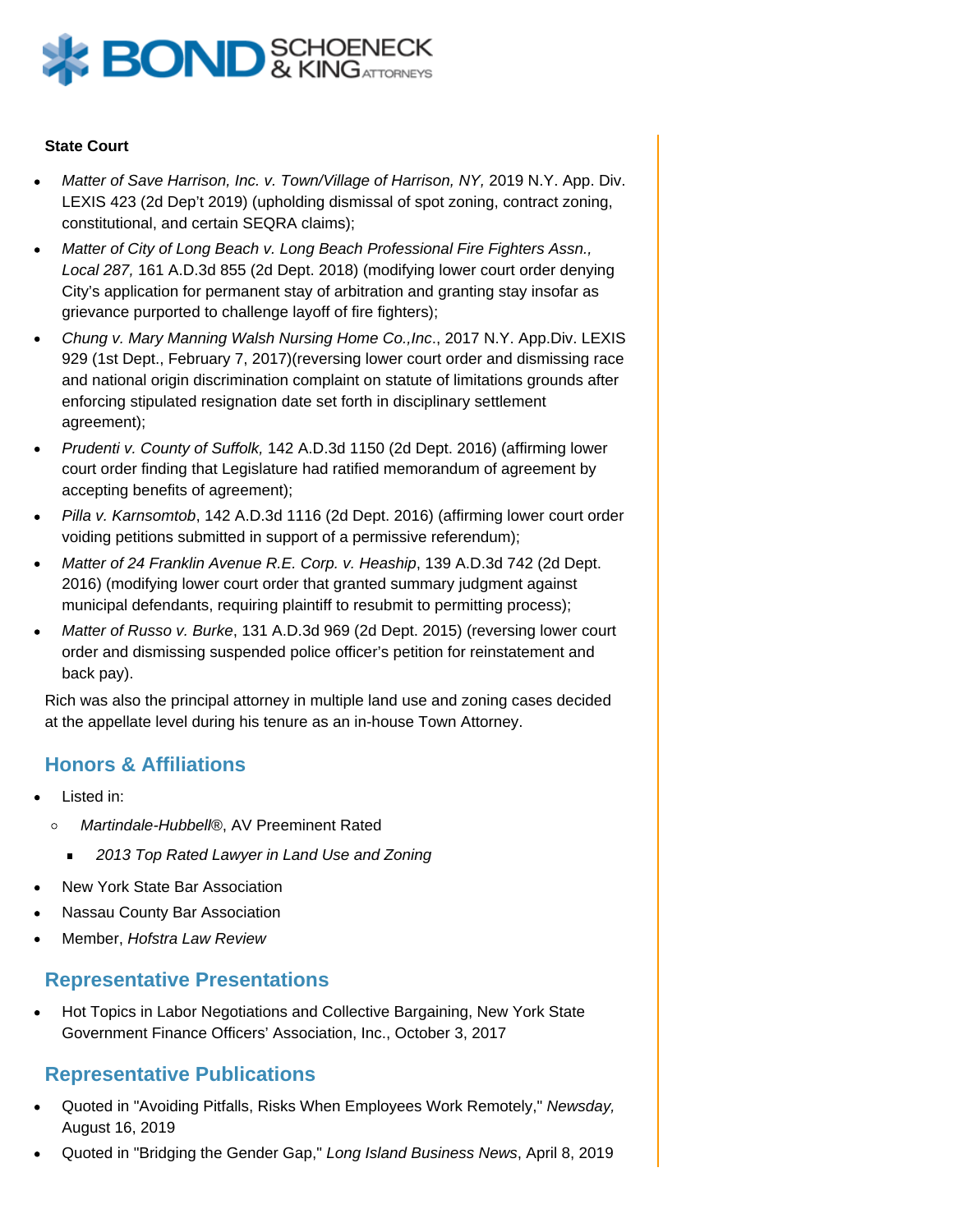**State Court**

- *Matter of Save Harrison, Inc. v. Town/Village of Harrison, NY,* 2019 N.Y. App. Div. LEXIS 423 (2d Dep't 2019) (upholding dismissal of spot zoning, contract zoning, constitutional, and certain SEQRA claims);
- *Matter of City of Long Beach v. Long Beach Professional Fire Fighters Assn., Local 287,* 161 A.D.3d 855 (2d Dept. 2018) (modifying lower court order denying City's application for permanent stay of arbitration and granting stay insofar as grievance purported to challenge layoff of fire fighters);
- *Chung v. Mary Manning Walsh Nursing Home Co.,Inc*., 2017 N.Y. App.Div. LEXIS 929 (1st Dept., February 7, 2017)(reversing lower court order and dismissing race and national origin discrimination complaint on statute of limitations grounds after enforcing stipulated resignation date set forth in disciplinary settlement agreement);
- *Prudenti v. County of Suffolk,* 142 A.D.3d 1150 (2d Dept. 2016) (affirming lower court order finding that Legislature had ratified memorandum of agreement by accepting benefits of agreement);
- *Pilla v. Karnsomtob*, 142 A.D.3d 1116 (2d Dept. 2016) (affirming lower court order voiding petitions submitted in support of a permissive referendum);
- *Matter of 24 Franklin Avenue R.E. Corp. v. Heaship*, 139 A.D.3d 742 (2d Dept. 2016) (modifying lower court order that granted summary judgment against municipal defendants, requiring plaintiff to resubmit to permitting process);
- *Matter of Russo v. Burke*, 131 A.D.3d 969 (2d Dept. 2015) (reversing lower court order and dismissing suspended police officer's petition for reinstatement and back pay).

Rich was also the principal attorney in multiple land use and zoning cases decided at the appellate level during his tenure as an in-house Town Attorney.

## Honors & Affiliations

- Listed in:
  - *Martindale-Hubbell*®, AV Preeminent Rated
    - *2013 Top Rated Lawyer in Land Use and Zoning*
- New York State Bar Association
- Nassau County Bar Association
- Member, *Hofstra Law Review*

## Representative Presentations

- Hot Topics in Labor Negotiations and Collective Bargaining, New York State Government Finance Officers' Association, Inc., October 3, 2017

## Representative Publications

- Quoted in "Avoiding Pitfalls, Risks When Employees Work Remotely," *Newsday,* August 16, 2019
- Quoted in "Bridging the Gender Gap," *Long Island Business News*, April 8, 2019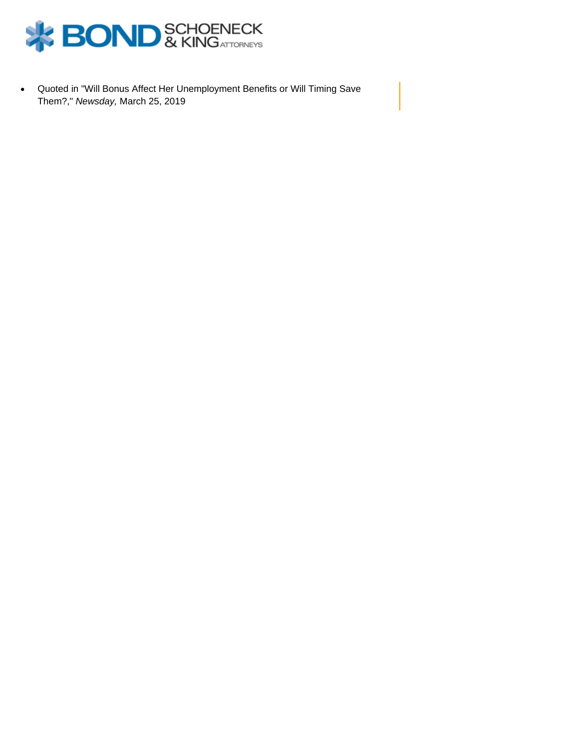- Quoted in "Will Bonus Affect Her Unemployment Benefits or Will Timing Save Them?," *Newsday,* March 25, 2019